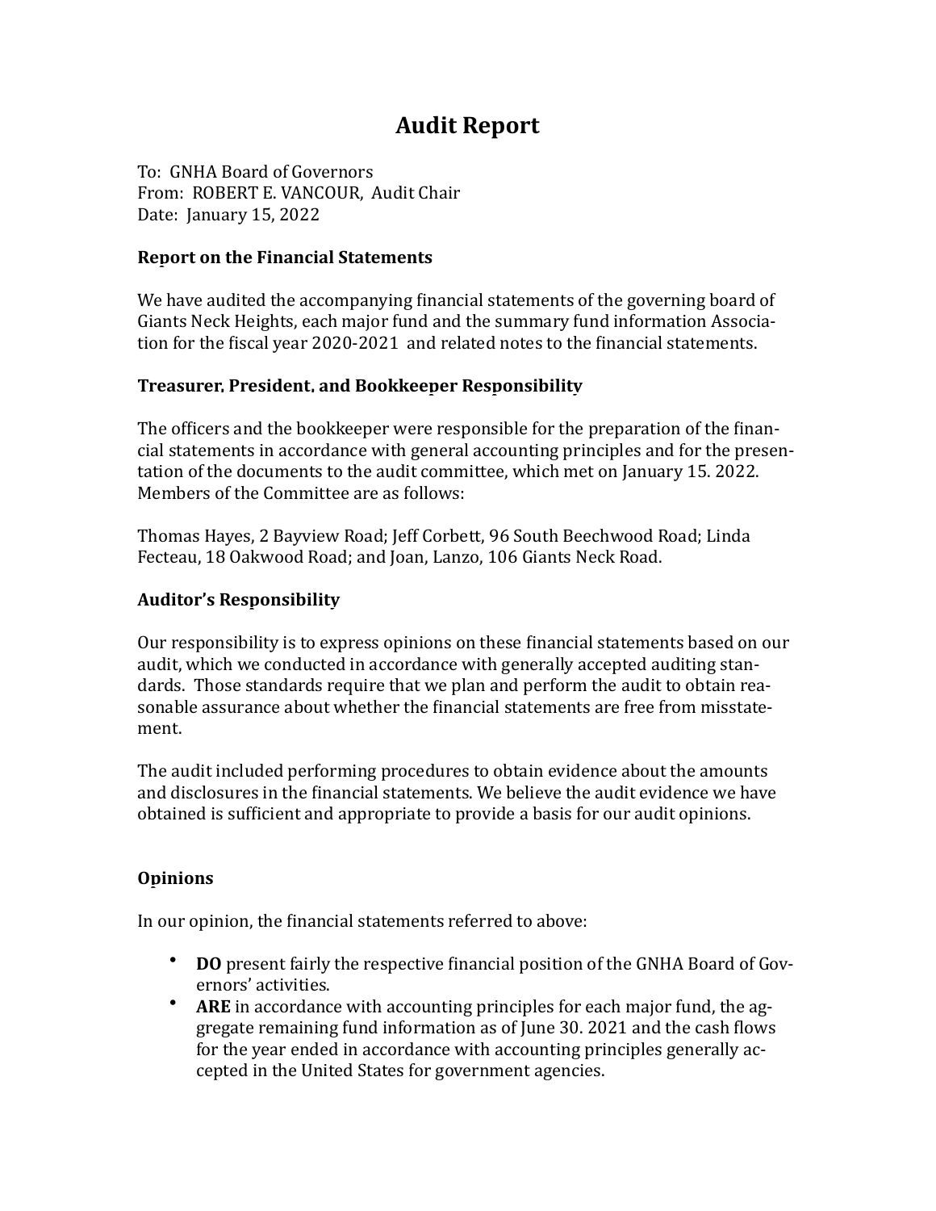# Audit Report

To: GNHA Board of Governors
From: ROBERT E. VANCOUR, Audit Chair
Date: January 15, 2022

**Report on the Financial Statements**

We have audited the accompanying financial statements of the governing board of Giants Neck Heights, each major fund and the summary fund information Association for the fiscal year 2020-2021 and related notes to the financial statements.

**Treasurer, President, and Bookkeeper Responsibility**

The officers and the bookkeeper were responsible for the preparation of the financial statements in accordance with general accounting principles and for the presentation of the documents to the audit committee, which met on January 15. 2022. Members of the Committee are as follows:

Thomas Hayes, 2 Bayview Road; Jeff Corbett, 96 South Beechwood Road; Linda Fecteau, 18 Oakwood Road; and Joan, Lanzo, 106 Giants Neck Road.

**Auditor's Responsibility**

Our responsibility is to express opinions on these financial statements based on our audit, which we conducted in accordance with generally accepted auditing standards. Those standards require that we plan and perform the audit to obtain reasonable assurance about whether the financial statements are free from misstatement.

The audit included performing procedures to obtain evidence about the amounts and disclosures in the financial statements. We believe the audit evidence we have obtained is sufficient and appropriate to provide a basis for our audit opinions.

**Opinions**

In our opinion, the financial statements referred to above:

- **DO** present fairly the respective financial position of the GNHA Board of Governors' activities.
- **ARE** in accordance with accounting principles for each major fund, the aggregate remaining fund information as of June 30. 2021 and the cash flows for the year ended in accordance with accounting principles generally accepted in the United States for government agencies.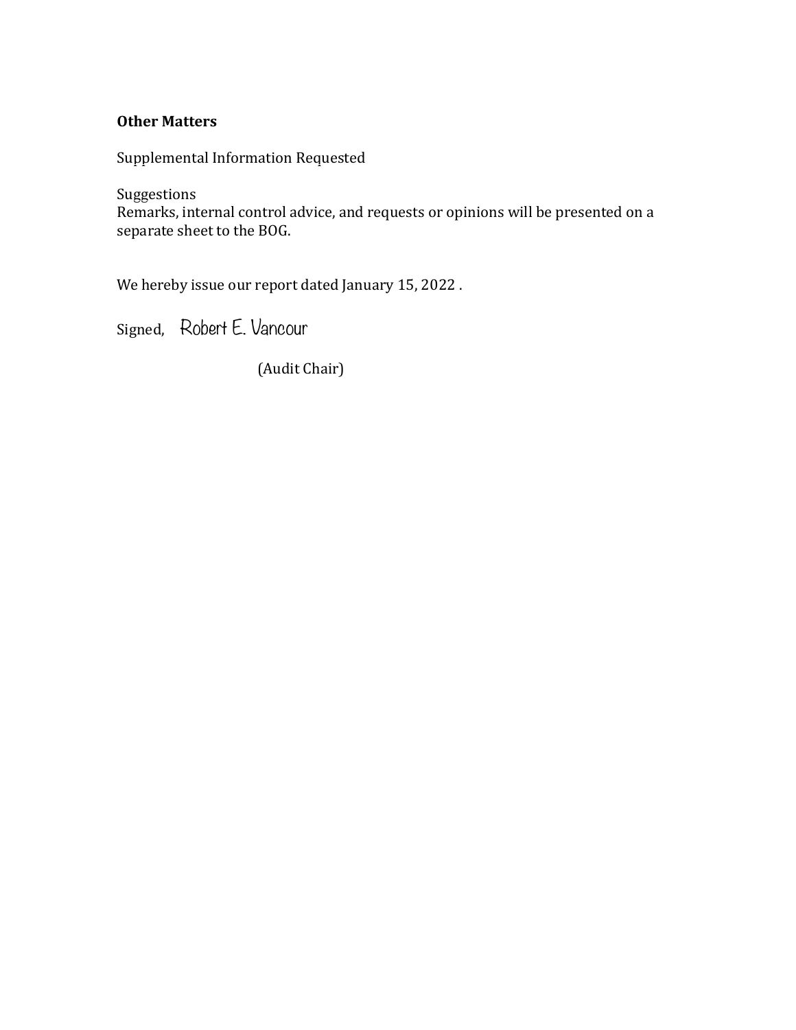**Other Matters**

Supplemental Information Requested

Suggestions
Remarks, internal control advice, and requests or opinions will be presented on a separate sheet to the BOG.

We hereby issue our report dated January 15, 2022 .

Signed, Robert E. Vancour

(Audit Chair)